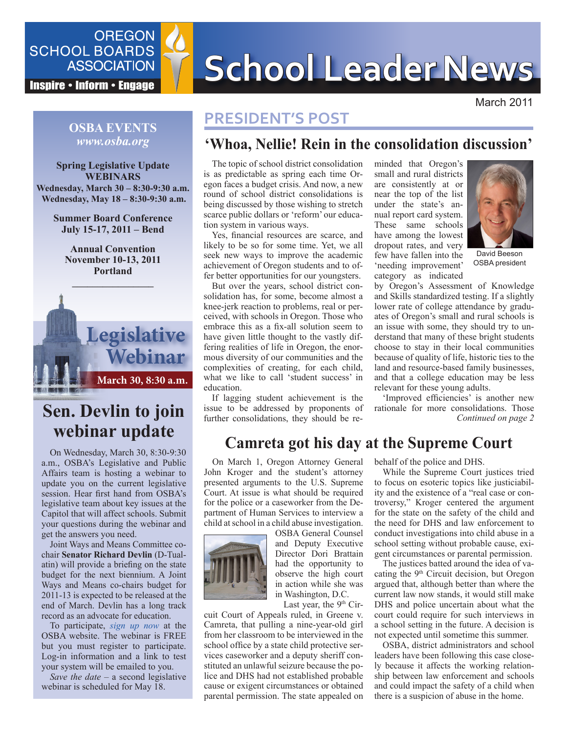# School Leader News

OREGON SCHOOL BOARDS ASSOCIATION

Inspire • Inform • Engage

March 2011

## PRESIDENT'S POST

### 'Whoa, Nellie! Rein in the consolidation discussion'

The topic of school district consolidation is as predictable as spring each time Oregon faces a budget crisis. And now, a new round of school district consolidations is being discussed by those wishing to stretch scarce public dollars or 'reform' our education system in various ways.

Yes, financial resources are scarce, and likely to be so for some time. Yet, we all seek new ways to improve the academic achievement of Oregon students and to offer better opportunities for our youngsters.

But over the years, school district consolidation has, for some, become almost a knee-jerk reaction to problems, real or perceived, with schools in Oregon. Those who embrace this as a fix-all solution seem to have given little thought to the vastly differing realities of life in Oregon, the enormous diversity of our communities and the complexities of creating, for each child, what we like to call 'student success' in education.

If lagging student achievement is the issue to be addressed by proponents of further consolidations, they should be reminded that Oregon's small and rural districts are consistently at or near the top of the list under the state's annual report card system. These same schools have among the lowest dropout rates, and very few have fallen into the 'needing improvement' category as indicated by Oregon's Assessment of Knowledge and Skills standardized testing. If a slightly lower rate of college attendance by graduates of Oregon's small and rural schools is an issue with some, they should try to understand that many of these bright students choose to stay in their local communities because of quality of life, historic ties to the land and resource-based family businesses, and that a college education may be less relevant for these young adults.

David Beeson
OSBA president

'Improved efficiencies' is another new rationale for more consolidations. Those

*Continued on page 2*

## Camreta got his day at the Supreme Court

On March 1, Oregon Attorney General John Kroger and the student's attorney presented arguments to the U.S. Supreme Court. At issue is what should be required for the police or a caseworker from the Department of Human Services to interview a child at school in a child abuse investigation.

OSBA General Counsel and Deputy Executive Director Dori Brattain had the opportunity to observe the high court in action while she was in Washington, D.C.

Last year, the 9th Circuit Court of Appeals ruled, in Greene v. Camreta, that pulling a nine-year-old girl from her classroom to be interviewed in the school office by a state child protective services caseworker and a deputy sheriff constituted an unlawful seizure because the police and DHS had not established probable cause or exigent circumstances or obtained parental permission. The state appealed on behalf of the police and DHS.

While the Supreme Court justices tried to focus on esoteric topics like justiciability and the existence of a "real case or controversy," Kroger centered the argument for the state on the safety of the child and the need for DHS and law enforcement to conduct investigations into child abuse in a school setting without probable cause, exigent circumstances or parental permission.

The justices batted around the idea of vacating the 9th Circuit decision, but Oregon argued that, although better than where the current law now stands, it would still make DHS and police uncertain about what the court could require for such interviews in a school setting in the future. A decision is not expected until sometime this summer.

OSBA, district administrators and school leaders have been following this case closely because it affects the working relationship between law enforcement and schools and could impact the safety of a child when there is a suspicion of abuse in the home.

---

**OSBA EVENTS**
*www.osba.org*

**Spring Legislative Update WEBINARS**
**Wednesday, March 30 – 8:30-9:30 a.m.**
**Wednesday, May 18 – 8:30-9:30 a.m.**

**Summer Board Conference**
**July 15-17, 2011 – Bend**

**Annual Convention**
**November 10-13, 2011**
**Portland**

**Legislative Webinar**
**March 30, 8:30 a.m.**

## Sen. Devlin to join webinar update

On Wednesday, March 30, 8:30-9:30 a.m., OSBA's Legislative and Public Affairs team is hosting a webinar to update you on the current legislative session. Hear first hand from OSBA's legislative team about key issues at the Capitol that will affect schools. Submit your questions during the webinar and get the answers you need.

Joint Ways and Means Committee co-chair **Senator Richard Devlin** (D-Tualatin) will provide a briefing on the state budget for the next biennium. A Joint Ways and Means co-chairs budget for 2011-13 is expected to be released at the end of March. Devlin has a long track record as an advocate for education.

To participate, *sign up now* at the OSBA website. The webinar is FREE but you must register to participate. Log-in information and a link to test your system will be emailed to you.

*Save the date* – a second legislative webinar is scheduled for May 18.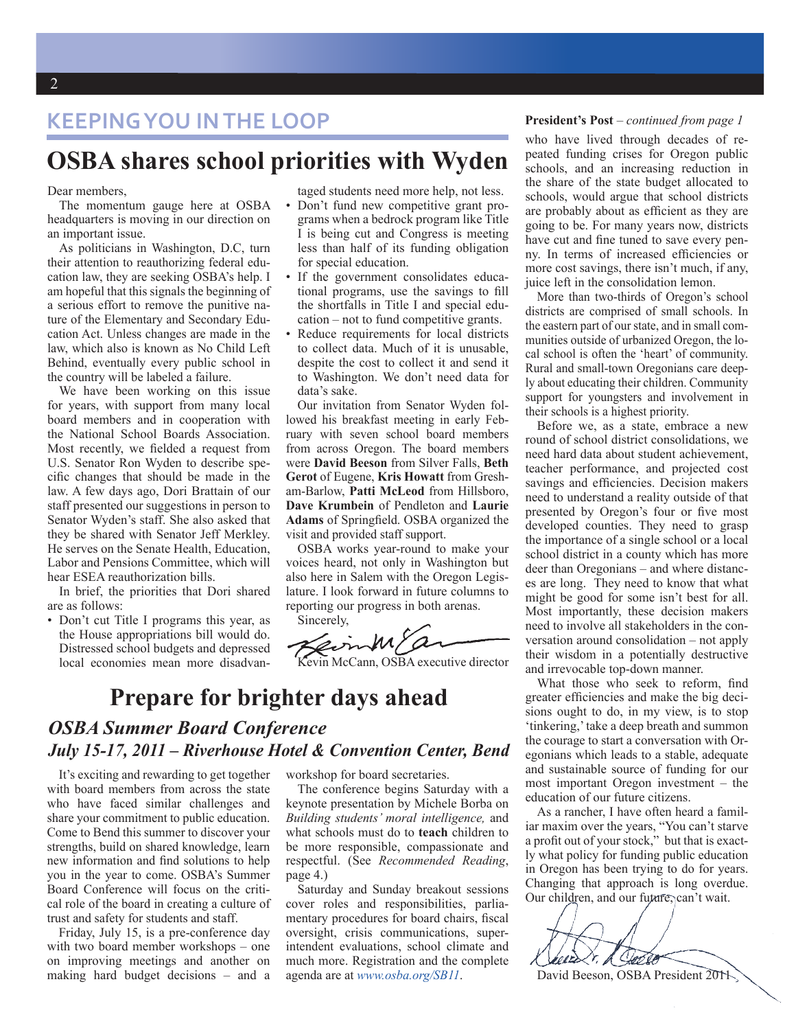## KEEPING YOU IN THE LOOP

# OSBA shares school priorities with Wyden

Dear members,

The momentum gauge here at OSBA headquarters is moving in our direction on an important issue.

As politicians in Washington, D.C, turn their attention to reauthorizing federal education law, they are seeking OSBA's help. I am hopeful that this signals the beginning of a serious effort to remove the punitive nature of the Elementary and Secondary Education Act. Unless changes are made in the law, which also is known as No Child Left Behind, eventually every public school in the country will be labeled a failure.

We have been working on this issue for years, with support from many local board members and in cooperation with the National School Boards Association. Most recently, we fielded a request from U.S. Senator Ron Wyden to describe specific changes that should be made in the law. A few days ago, Dori Brattain of our staff presented our suggestions in person to Senator Wyden's staff. She also asked that they be shared with Senator Jeff Merkley. He serves on the Senate Health, Education, Labor and Pensions Committee, which will hear ESEA reauthorization bills.

In brief, the priorities that Dori shared are as follows:

- Don't cut Title I programs this year, as the House appropriations bill would do. Distressed school budgets and depressed local economies mean more disadvantaged students need more help, not less.
- Don't fund new competitive grant programs when a bedrock program like Title I is being cut and Congress is meeting less than half of its funding obligation for special education.
- If the government consolidates educational programs, use the savings to fill the shortfalls in Title I and special education – not to fund competitive grants.
- Reduce requirements for local districts to collect data. Much of it is unusable, despite the cost to collect it and send it to Washington. We don't need data for data's sake.

Our invitation from Senator Wyden followed his breakfast meeting in early February with seven school board members from across Oregon. The board members were **David Beeson** from Silver Falls, **Beth Gerot** of Eugene, **Kris Howatt** from Gresham-Barlow, **Patti McLeod** from Hillsboro, **Dave Krumbein** of Pendleton and **Laurie Adams** of Springfield. OSBA organized the visit and provided staff support.

OSBA works year-round to make your voices heard, not only in Washington but also here in Salem with the Oregon Legislature. I look forward in future columns to reporting our progress in both arenas.

Sincerely,

Kevin McCann, OSBA executive director

# Prepare for brighter days ahead

## *OSBA Summer Board Conference*
## *July 15-17, 2011 – Riverhouse Hotel & Convention Center, Bend*

It's exciting and rewarding to get together with board members from across the state who have faced similar challenges and share your commitment to public education. Come to Bend this summer to discover your strengths, build on shared knowledge, learn new information and find solutions to help you in the year to come. OSBA's Summer Board Conference will focus on the critical role of the board in creating a culture of trust and safety for students and staff.

Friday, July 15, is a pre-conference day with two board member workshops – one on improving meetings and another on making hard budget decisions – and a workshop for board secretaries.

The conference begins Saturday with a keynote presentation by Michele Borba on *Building students' moral intelligence,* and what schools must do to **teach** children to be more responsible, compassionate and respectful. (See *Recommended Reading*, page 4.)

Saturday and Sunday breakout sessions cover roles and responsibilities, parliamentary procedures for board chairs, fiscal oversight, crisis communications, superintendent evaluations, school climate and much more. Registration and the complete agenda are at *www.osba.org/SB11*.

**President's Post** – *continued from page 1*

who have lived through decades of repeated funding crises for Oregon public schools, and an increasing reduction in the share of the state budget allocated to schools, would argue that school districts are probably about as efficient as they are going to be. For many years now, districts have cut and fine tuned to save every penny. In terms of increased efficiencies or more cost savings, there isn't much, if any, juice left in the consolidation lemon.

More than two-thirds of Oregon's school districts are comprised of small schools. In the eastern part of our state, and in small communities outside of urbanized Oregon, the local school is often the 'heart' of community. Rural and small-town Oregonians care deeply about educating their children. Community support for youngsters and involvement in their schools is a highest priority.

Before we, as a state, embrace a new round of school district consolidations, we need hard data about student achievement, teacher performance, and projected cost savings and efficiencies. Decision makers need to understand a reality outside of that presented by Oregon's four or five most developed counties. They need to grasp the importance of a single school or a local school district in a county which has more deer than Oregonians – and where distances are long. They need to know that what might be good for some isn't best for all. Most importantly, these decision makers need to involve all stakeholders in the conversation around consolidation – not apply their wisdom in a potentially destructive and irrevocable top-down manner.

What those who seek to reform, find greater efficiencies and make the big decisions ought to do, in my view, is to stop 'tinkering,' take a deep breath and summon the courage to start a conversation with Oregonians which leads to a stable, adequate and sustainable source of funding for our most important Oregon investment – the education of our future citizens.

As a rancher, I have often heard a familiar maxim over the years, "You can't starve a profit out of your stock," but that is exactly what policy for funding public education in Oregon has been trying to do for years. Changing that approach is long overdue. Our children, and our future, can't wait.

David Beeson, OSBA President 2011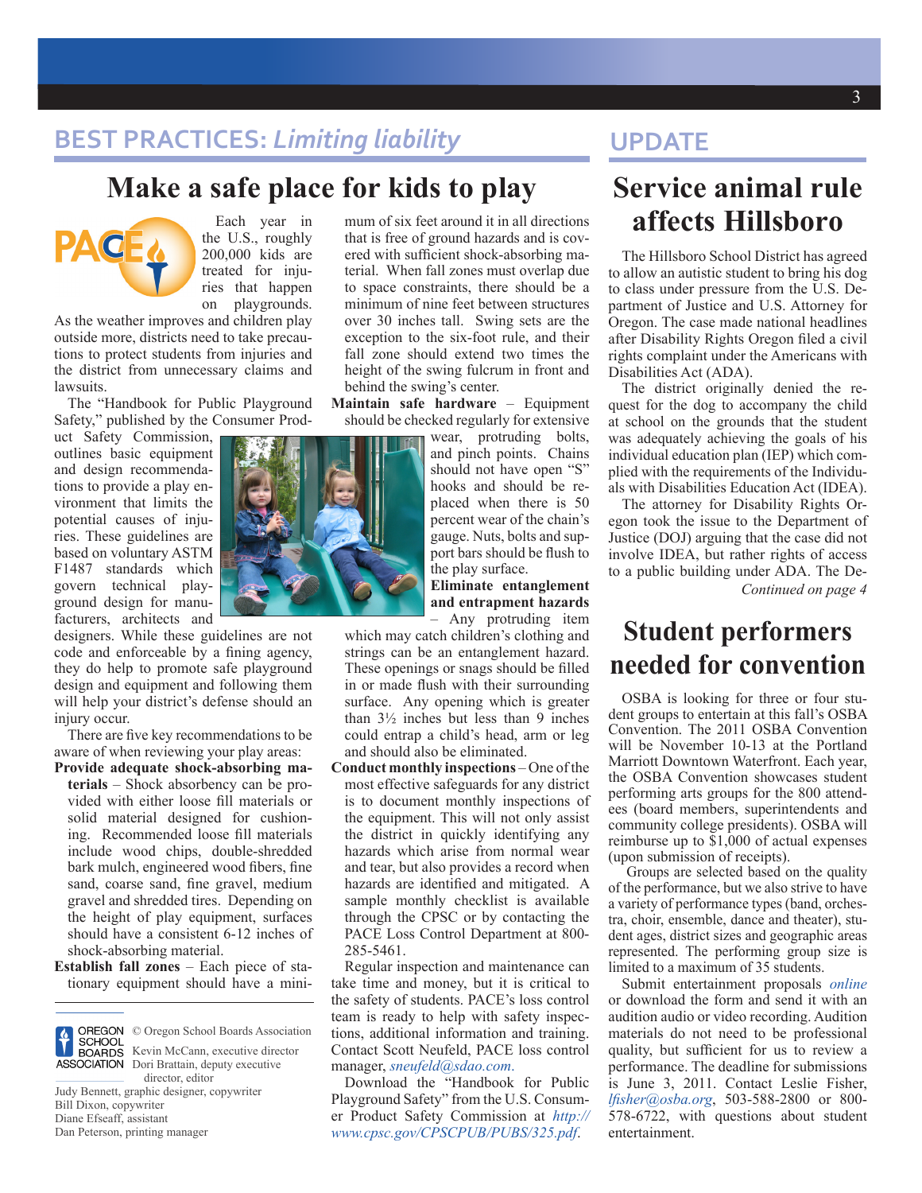## BEST PRACTICES: *Limiting liability*

# Make a safe place for kids to play

Each year in the U.S., roughly 200,000 kids are treated for injuries that happen on playgrounds. As the weather improves and children play outside more, districts need to take precautions to protect students from injuries and the district from unnecessary claims and lawsuits.

The "Handbook for Public Playground Safety," published by the Consumer Product Safety Commission, outlines basic equipment and design recommendations to provide a play environment that limits the potential causes of injuries. These guidelines are based on voluntary ASTM F1487 standards which govern technical playground design for manufacturers, architects and designers. While these guidelines are not code and enforceable by a fining agency, they do help to promote safe playground design and equipment and following them will help your district's defense should an injury occur.

There are five key recommendations to be aware of when reviewing your play areas:

- **Provide adequate shock-absorbing materials** – Shock absorbency can be provided with either loose fill materials or solid material designed for cushioning. Recommended loose fill materials include wood chips, double-shredded bark mulch, engineered wood fibers, fine sand, coarse sand, fine gravel, medium gravel and shredded tires. Depending on the height of play equipment, surfaces should have a consistent 6-12 inches of shock-absorbing material.
- **Establish fall zones** – Each piece of stationary equipment should have a minimum of six feet around it in all directions that is free of ground hazards and is covered with sufficient shock-absorbing material. When fall zones must overlap due to space constraints, there should be a minimum of nine feet between structures over 30 inches tall. Swing sets are the exception to the six-foot rule, and their fall zone should extend two times the height of the swing fulcrum in front and behind the swing's center.
- **Maintain safe hardware** – Equipment should be checked regularly for extensive wear, protruding bolts, and pinch points. Chains should not have open "S" hooks and should be replaced when there is 50 percent wear of the chain's gauge. Nuts, bolts and support bars should be flush to the play surface.
- **Eliminate entanglement and entrapment hazards** – Any protruding item which may catch children's clothing and strings can be an entanglement hazard. These openings or snags should be filled in or made flush with their surrounding surface. Any opening which is greater than 3½ inches but less than 9 inches could entrap a child's head, arm or leg and should also be eliminated.
- **Conduct monthly inspections** – One of the most effective safeguards for any district is to document monthly inspections of the equipment. This will not only assist the district in quickly identifying any hazards which arise from normal wear and tear, but also provides a record when hazards are identified and mitigated. A sample monthly checklist is available through the CPSC or by contacting the PACE Loss Control Department at 800-285-5461.

Regular inspection and maintenance can take time and money, but it is critical to the safety of students. PACE's loss control team is ready to help with safety inspections, additional information and training. Contact Scott Neufeld, PACE loss control manager, *sneufeld@sdao.com*.

Download the "Handbook for Public Playground Safety" from the U.S. Consumer Product Safety Commission at *http://www.cpsc.gov/CPSCPUB/PUBS/325.pdf*.

© Oregon School Boards Association
Kevin McCann, executive director
Dori Brattain, deputy executive director, editor
Judy Bennett, graphic designer, copywriter
Bill Dixon, copywriter
Diane Efseaff, assistant
Dan Peterson, printing manager

## UPDATE

# Service animal rule affects Hillsboro

The Hillsboro School District has agreed to allow an autistic student to bring his dog to class under pressure from the U.S. Department of Justice and U.S. Attorney for Oregon. The case made national headlines after Disability Rights Oregon filed a civil rights complaint under the Americans with Disabilities Act (ADA).

The district originally denied the request for the dog to accompany the child at school on the grounds that the student was adequately achieving the goals of his individual education plan (IEP) which complied with the requirements of the Individuals with Disabilities Education Act (IDEA).

The attorney for Disability Rights Oregon took the issue to the Department of Justice (DOJ) arguing that the case did not involve IDEA, but rather rights of access to a public building under ADA. The De-

*Continued on page 4*

# Student performers needed for convention

OSBA is looking for three or four student groups to entertain at this fall's OSBA Convention. The 2011 OSBA Convention will be November 10-13 at the Portland Marriott Downtown Waterfront. Each year, the OSBA Convention showcases student performing arts groups for the 800 attendees (board members, superintendents and community college presidents). OSBA will reimburse up to $1,000 of actual expenses (upon submission of receipts).

Groups are selected based on the quality of the performance, but we also strive to have a variety of performance types (band, orchestra, choir, ensemble, dance and theater), student ages, district sizes and geographic areas represented. The performing group size is limited to a maximum of 35 students.

Submit entertainment proposals *online* or download the form and send it with an audition audio or video recording. Audition materials do not need to be professional quality, but sufficient for us to review a performance. The deadline for submissions is June 3, 2011. Contact Leslie Fisher, *lfisher@osba.org*, 503-588-2800 or 800-578-6722, with questions about student entertainment.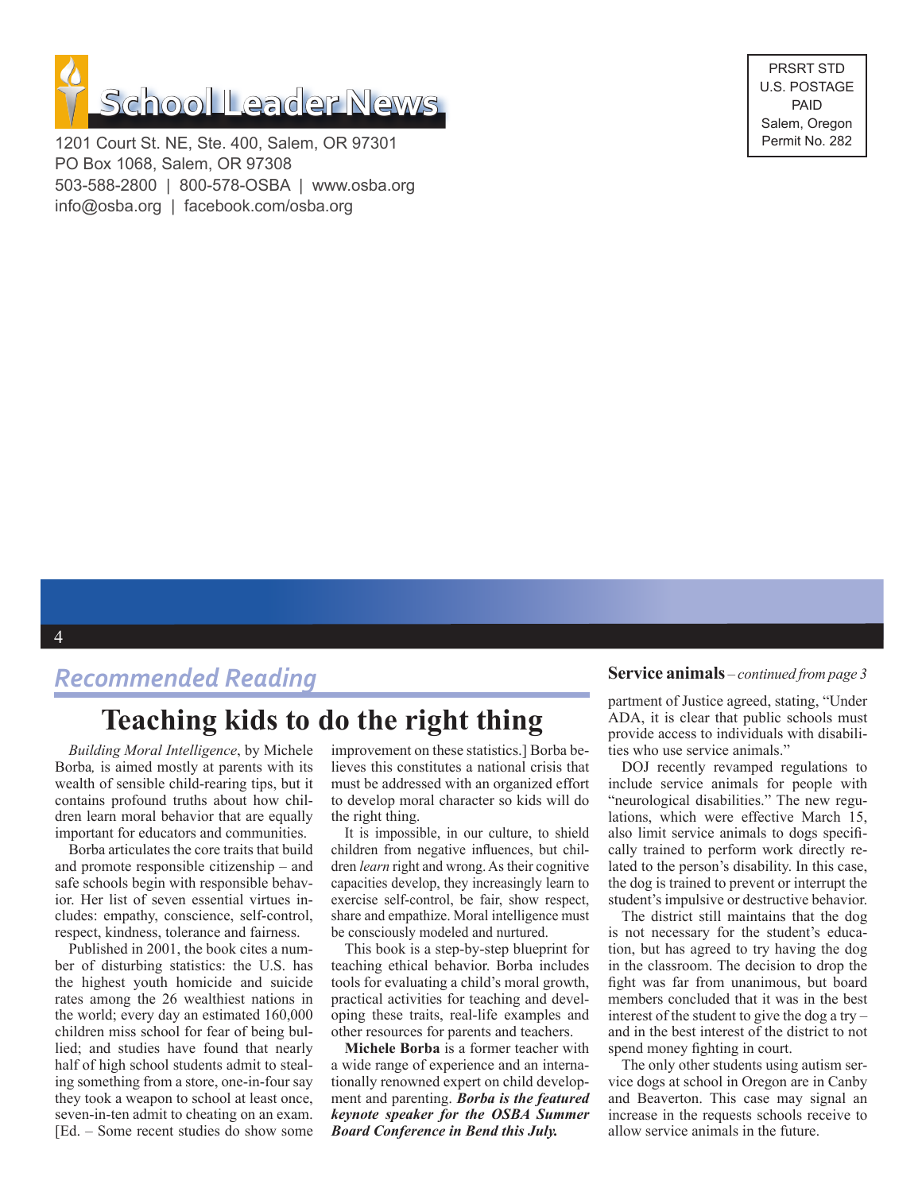# School Leader News

1201 Court St. NE, Ste. 400, Salem, OR 97301
PO Box 1068, Salem, OR 97308
503-588-2800 | 800-578-OSBA | www.osba.org
info@osba.org | facebook.com/osba.org

PRSRT STD
U.S. POSTAGE
PAID
Salem, Oregon
Permit No. 282

## *Recommended Reading*

# Teaching kids to do the right thing

*Building Moral Intelligence*, by Michele Borba, is aimed mostly at parents with its wealth of sensible child-rearing tips, but it contains profound truths about how children learn moral behavior that are equally important for educators and communities.

Borba articulates the core traits that build and promote responsible citizenship – and safe schools begin with responsible behavior. Her list of seven essential virtues includes: empathy, conscience, self-control, respect, kindness, tolerance and fairness.

Published in 2001, the book cites a number of disturbing statistics: the U.S. has the highest youth homicide and suicide rates among the 26 wealthiest nations in the world; every day an estimated 160,000 children miss school for fear of being bullied; and studies have found that nearly half of high school students admit to stealing something from a store, one-in-four say they took a weapon to school at least once, seven-in-ten admit to cheating on an exam. [Ed. – Some recent studies do show some improvement on these statistics.] Borba believes this constitutes a national crisis that must be addressed with an organized effort to develop moral character so kids will do the right thing.

It is impossible, in our culture, to shield children from negative influences, but children *learn* right and wrong. As their cognitive capacities develop, they increasingly learn to exercise self-control, be fair, show respect, share and empathize. Moral intelligence must be consciously modeled and nurtured.

This book is a step-by-step blueprint for teaching ethical behavior. Borba includes tools for evaluating a child's moral growth, practical activities for teaching and developing these traits, real-life examples and other resources for parents and teachers.

**Michele Borba** is a former teacher with a wide range of experience and an internationally renowned expert on child development and parenting. ***Borba is the featured keynote speaker for the OSBA Summer Board Conference in Bend this July.***

**Service animals** *– continued from page 3*

partment of Justice agreed, stating, "Under ADA, it is clear that public schools must provide access to individuals with disabilities who use service animals."

DOJ recently revamped regulations to include service animals for people with "neurological disabilities." The new regulations, which were effective March 15, also limit service animals to dogs specifically trained to perform work directly related to the person's disability. In this case, the dog is trained to prevent or interrupt the student's impulsive or destructive behavior.

The district still maintains that the dog is not necessary for the student's education, but has agreed to try having the dog in the classroom. The decision to drop the fight was far from unanimous, but board members concluded that it was in the best interest of the student to give the dog a try – and in the best interest of the district to not spend money fighting in court.

The only other students using autism service dogs at school in Oregon are in Canby and Beaverton. This case may signal an increase in the requests schools receive to allow service animals in the future.